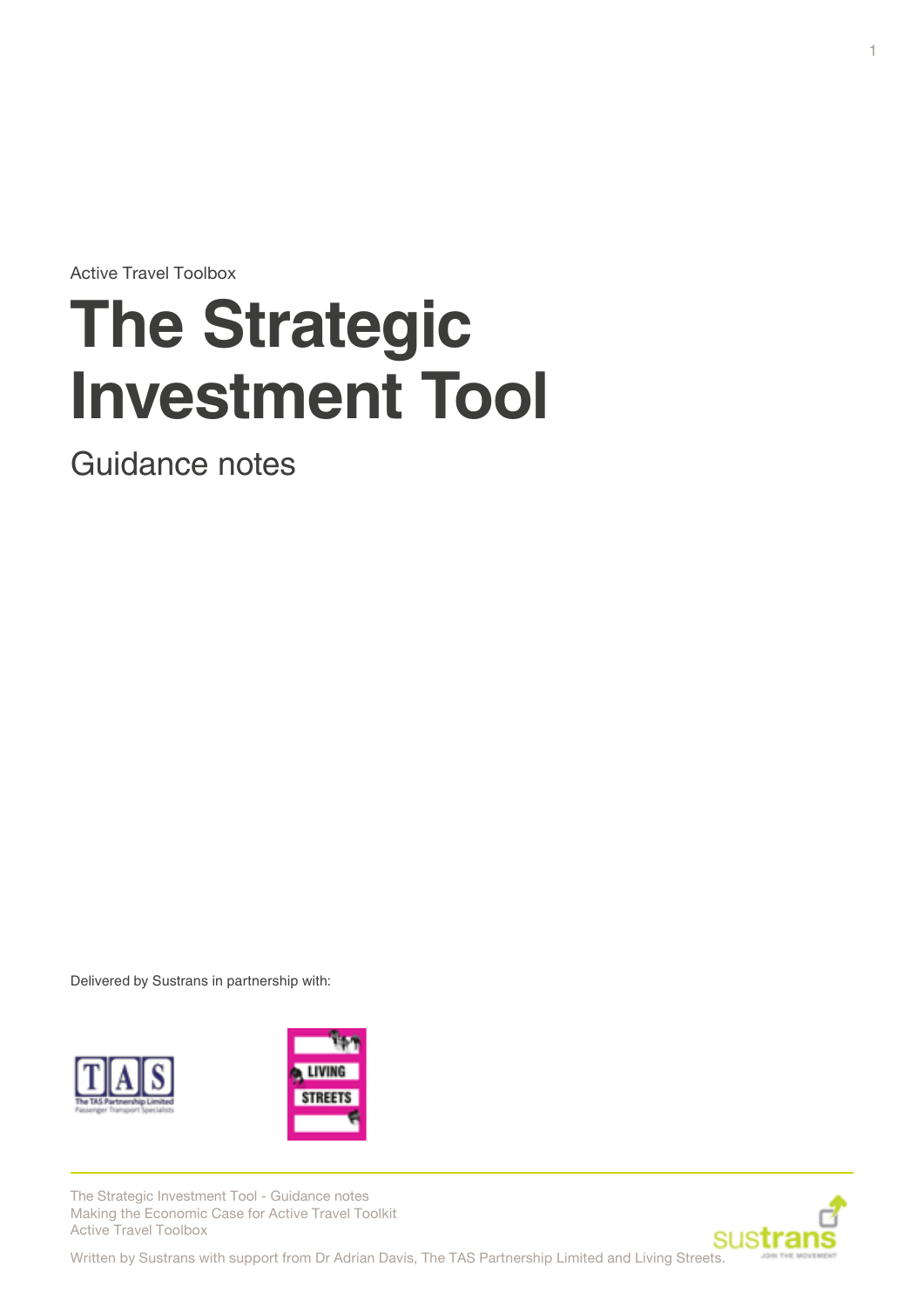Active Travel Toolbox

# The Strategic Investment Tool

## Guidance notes

Delivered by Sustrans in partnership with:

The Strategic Investment Tool - Guidance notes
Making the Economic Case for Active Travel Toolkit
Active Travel Toolbox

Written by Sustrans with support from Dr Adrian Davis, The TAS Partnership Limited and Living Streets.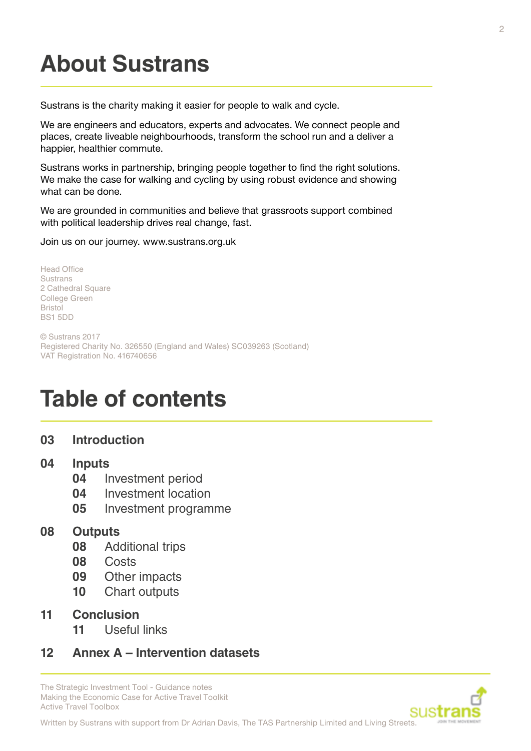# About Sustrans

Sustrans is the charity making it easier for people to walk and cycle.

We are engineers and educators, experts and advocates. We connect people and places, create liveable neighbourhoods, transform the school run and a deliver a happier, healthier commute.

Sustrans works in partnership, bringing people together to find the right solutions. We make the case for walking and cycling by using robust evidence and showing what can be done.

We are grounded in communities and believe that grassroots support combined with political leadership drives real change, fast.

Join us on our journey. www.sustrans.org.uk

Head Office
Sustrans
2 Cathedral Square
College Green
Bristol
BS1 5DD

© Sustrans 2017
Registered Charity No. 326550 (England and Wales) SC039263 (Scotland)
VAT Registration No. 416740656

# Table of contents

**03 Introduction**

**04 Inputs**
- **04** Investment period
- **04** Investment location
- **05** Investment programme

**08 Outputs**
- **08** Additional trips
- **08** Costs
- **09** Other impacts
- **10** Chart outputs

**11 Conclusion**
- **11** Useful links

**12 Annex A – Intervention datasets**

The Strategic Investment Tool - Guidance notes
Making the Economic Case for Active Travel Toolkit
Active Travel Toolbox

Written by Sustrans with support from Dr Adrian Davis, The TAS Partnership Limited and Living Streets.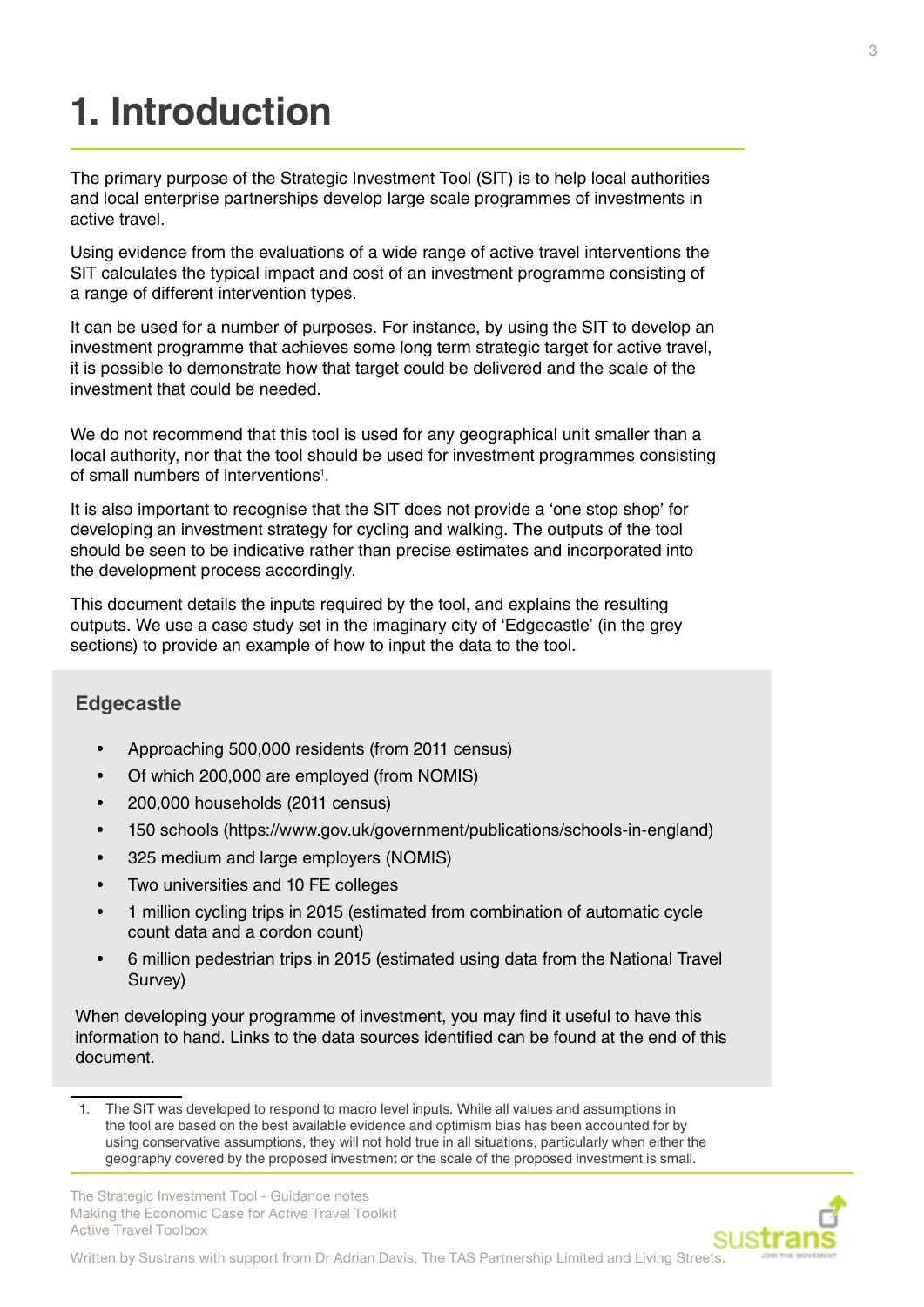# 1. Introduction

The primary purpose of the Strategic Investment Tool (SIT) is to help local authorities and local enterprise partnerships develop large scale programmes of investments in active travel.

Using evidence from the evaluations of a wide range of active travel interventions the SIT calculates the typical impact and cost of an investment programme consisting of a range of different intervention types.

It can be used for a number of purposes. For instance, by using the SIT to develop an investment programme that achieves some long term strategic target for active travel, it is possible to demonstrate how that target could be delivered and the scale of the investment that could be needed.

We do not recommend that this tool is used for any geographical unit smaller than a local authority, nor that the tool should be used for investment programmes consisting of small numbers of interventions[1].

It is also important to recognise that the SIT does not provide a 'one stop shop' for developing an investment strategy for cycling and walking. The outputs of the tool should be seen to be indicative rather than precise estimates and incorporated into the development process accordingly.

This document details the inputs required by the tool, and explains the resulting outputs. We use a case study set in the imaginary city of 'Edgecastle' (in the grey sections) to provide an example of how to input the data to the tool.

### Edgecastle

- Approaching 500,000 residents (from 2011 census)
- Of which 200,000 are employed (from NOMIS)
- 200,000 households (2011 census)
- 150 schools (https://www.gov.uk/government/publications/schools-in-england)
- 325 medium and large employers (NOMIS)
- Two universities and 10 FE colleges
- 1 million cycling trips in 2015 (estimated from combination of automatic cycle count data and a cordon count)
- 6 million pedestrian trips in 2015 (estimated using data from the National Travel Survey)

When developing your programme of investment, you may find it useful to have this information to hand. Links to the data sources identified can be found at the end of this document.

1. The SIT was developed to respond to macro level inputs. While all values and assumptions in the tool are based on the best available evidence and optimism bias has been accounted for by using conservative assumptions, they will not hold true in all situations, particularly when either the geography covered by the proposed investment or the scale of the proposed investment is small.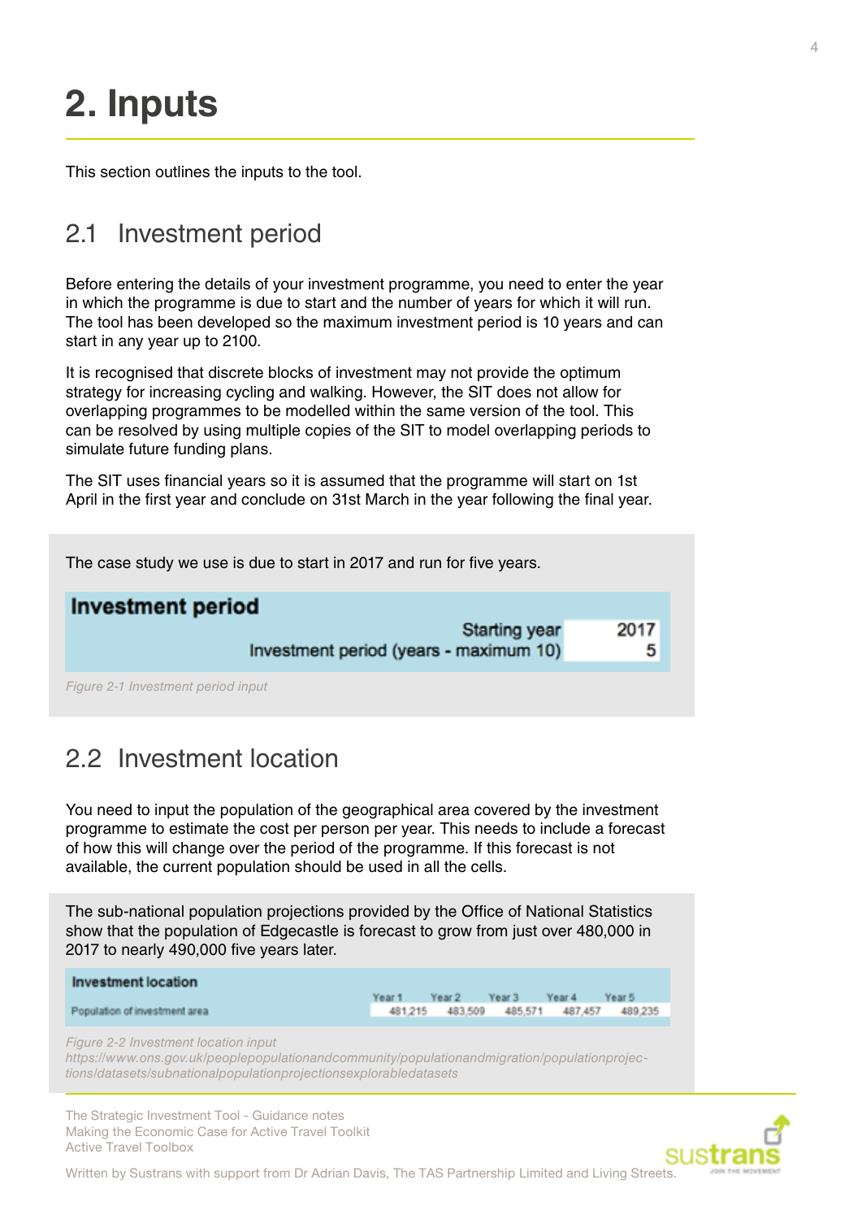# 2. Inputs

This section outlines the inputs to the tool.

## 2.1 Investment period

Before entering the details of your investment programme, you need to enter the year in which the programme is due to start and the number of years for which it will run. The tool has been developed so the maximum investment period is 10 years and can start in any year up to 2100.

It is recognised that discrete blocks of investment may not provide the optimum strategy for increasing cycling and walking. However, the SIT does not allow for overlapping programmes to be modelled within the same version of the tool. This can be resolved by using multiple copies of the SIT to model overlapping periods to simulate future funding plans.

The SIT uses financial years so it is assumed that the programme will start on 1st April in the first year and conclude on 31st March in the year following the final year.

The case study we use is due to start in 2017 and run for five years.

| **Investment period** | |
|---|---|
| Starting year | 2017 |
| Investment period (years - maximum 10) | 5 |

*Figure 2-1 Investment period input*

## 2.2 Investment location

You need to input the population of the geographical area covered by the investment programme to estimate the cost per person per year. This needs to include a forecast of how this will change over the period of the programme. If this forecast is not available, the current population should be used in all the cells.

The sub-national population projections provided by the Office of National Statistics show that the population of Edgecastle is forecast to grow from just over 480,000 in 2017 to nearly 490,000 five years later.

| **Investment location** | Year 1 | Year 2 | Year 3 | Year 4 | Year 5 |
|---|---|---|---|---|---|
| Population of investment area | 481,215 | 483,509 | 485,571 | 487,457 | 489,235 |

*Figure 2-2 Investment location input*
*https://www.ons.gov.uk/peoplepopulationandcommunity/populationandmigration/populationprojections/datasets/subnationalpopulationprojectionsexplorabledatasets*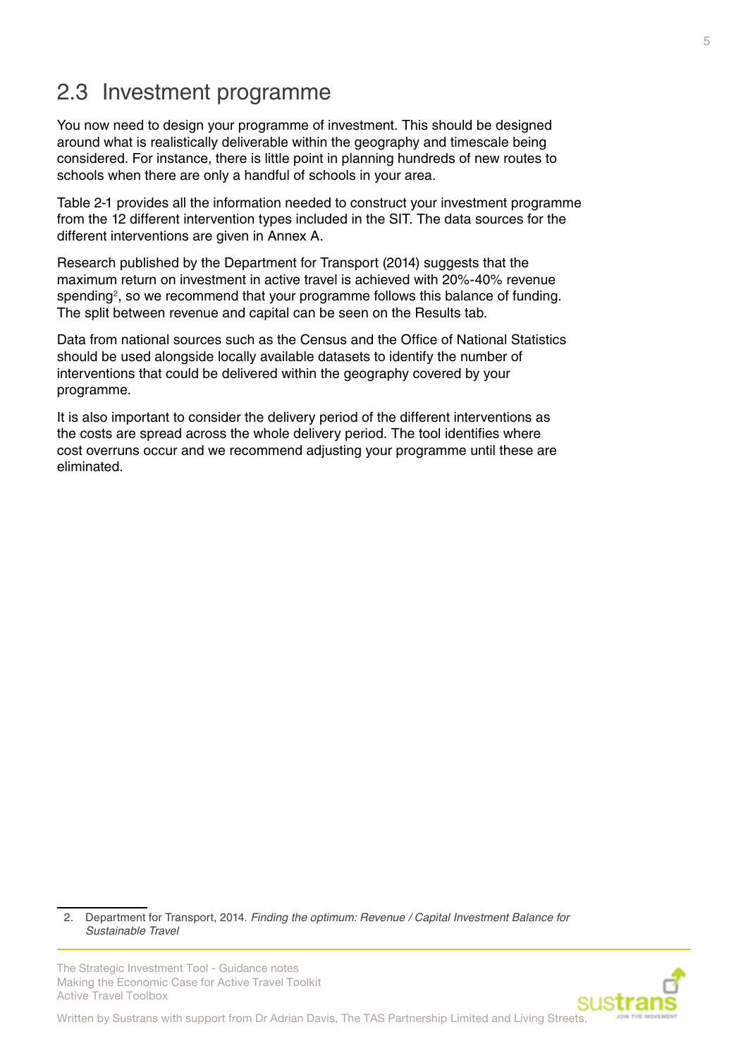## 2.3 Investment programme

You now need to design your programme of investment. This should be designed around what is realistically deliverable within the geography and timescale being considered. For instance, there is little point in planning hundreds of new routes to schools when there are only a handful of schools in your area.

Table 2-1 provides all the information needed to construct your investment programme from the 12 different intervention types included in the SIT. The data sources for the different interventions are given in Annex A.

Research published by the Department for Transport (2014) suggests that the maximum return on investment in active travel is achieved with 20%-40% revenue spending[2], so we recommend that your programme follows this balance of funding. The split between revenue and capital can be seen on the Results tab.

Data from national sources such as the Census and the Office of National Statistics should be used alongside locally available datasets to identify the number of interventions that could be delivered within the geography covered by your programme.

It is also important to consider the delivery period of the different interventions as the costs are spread across the whole delivery period. The tool identifies where cost overruns occur and we recommend adjusting your programme until these are eliminated.

2. Department for Transport, 2014. *Finding the optimum: Revenue / Capital Investment Balance for Sustainable Travel*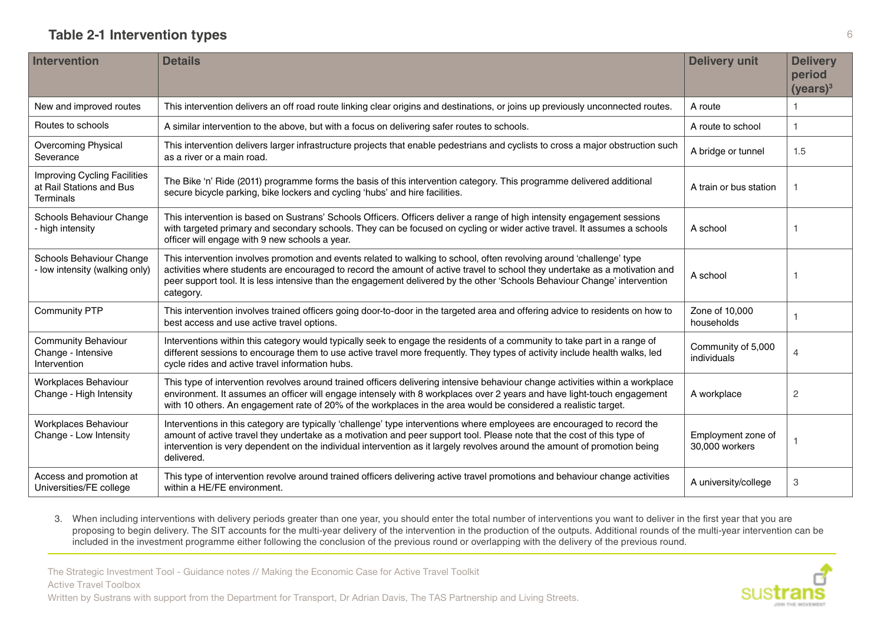### Table 2-1 Intervention types

| Intervention | Details | Delivery unit | Delivery period (years)[3] |
|---|---|---|---|
| New and improved routes | This intervention delivers an off road route linking clear origins and destinations, or joins up previously unconnected routes. | A route | 1 |
| Routes to schools | A similar intervention to the above, but with a focus on delivering safer routes to schools. | A route to school | 1 |
| Overcoming Physical Severance | This intervention delivers larger infrastructure projects that enable pedestrians and cyclists to cross a major obstruction such as a river or a main road. | A bridge or tunnel | 1.5 |
| Improving Cycling Facilities at Rail Stations and Bus Terminals | The Bike 'n' Ride (2011) programme forms the basis of this intervention category. This programme delivered additional secure bicycle parking, bike lockers and cycling 'hubs' and hire facilities. | A train or bus station | 1 |
| Schools Behaviour Change - high intensity | This intervention is based on Sustrans' Schools Officers. Officers deliver a range of high intensity engagement sessions with targeted primary and secondary schools. They can be focused on cycling or wider active travel. It assumes a schools officer will engage with 9 new schools a year. | A school | 1 |
| Schools Behaviour Change - low intensity (walking only) | This intervention involves promotion and events related to walking to school, often revolving around 'challenge' type activities where students are encouraged to record the amount of active travel to school they undertake as a motivation and peer support tool. It is less intensive than the engagement delivered by the other 'Schools Behaviour Change' intervention category. | A school | 1 |
| Community PTP | This intervention involves trained officers going door-to-door in the targeted area and offering advice to residents on how to best access and use active travel options. | Zone of 10,000 households | 1 |
| Community Behaviour Change - Intensive Intervention | Interventions within this category would typically seek to engage the residents of a community to take part in a range of different sessions to encourage them to use active travel more frequently. They types of activity include health walks, led cycle rides and active travel information hubs. | Community of 5,000 individuals | 4 |
| Workplaces Behaviour Change - High Intensity | This type of intervention revolves around trained officers delivering intensive behaviour change activities within a workplace environment. It assumes an officer will engage intensely with 8 workplaces over 2 years and have light-touch engagement with 10 others. An engagement rate of 20% of the workplaces in the area would be considered a realistic target. | A workplace | 2 |
| Workplaces Behaviour Change - Low Intensity | Interventions in this category are typically 'challenge' type interventions where employees are encouraged to record the amount of active travel they undertake as a motivation and peer support tool. Please note that the cost of this type of intervention is very dependent on the individual intervention as it largely revolves around the amount of promotion being delivered. | Employment zone of 30,000 workers | 1 |
| Access and promotion at Universities/FE college | This type of intervention revolve around trained officers delivering active travel promotions and behaviour change activities within a HE/FE environment. | A university/college | 3 |

3. When including interventions with delivery periods greater than one year, you should enter the total number of interventions you want to deliver in the first year that you are proposing to begin delivery. The SIT accounts for the multi-year delivery of the intervention in the production of the outputs. Additional rounds of the multi-year intervention can be included in the investment programme either following the conclusion of the previous round or overlapping with the delivery of the previous round.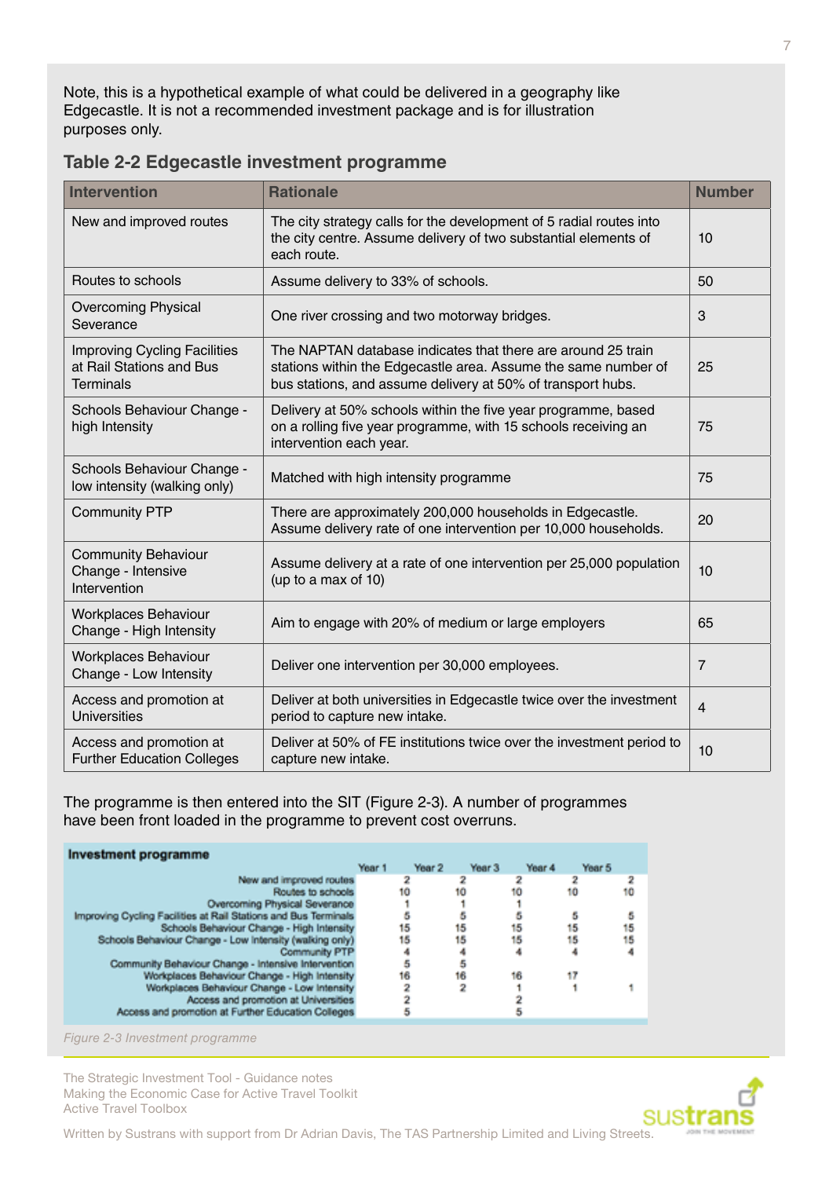Note, this is a hypothetical example of what could be delivered in a geography like Edgecastle. It is not a recommended investment package and is for illustration purposes only.

## Table 2-2 Edgecastle investment programme

| Intervention | Rationale | Number |
|---|---|---|
| New and improved routes | The city strategy calls for the development of 5 radial routes into the city centre. Assume delivery of two substantial elements of each route. | 10 |
| Routes to schools | Assume delivery to 33% of schools. | 50 |
| Overcoming Physical Severance | One river crossing and two motorway bridges. | 3 |
| Improving Cycling Facilities at Rail Stations and Bus Terminals | The NAPTAN database indicates that there are around 25 train stations within the Edgecastle area. Assume the same number of bus stations, and assume delivery at 50% of transport hubs. | 25 |
| Schools Behaviour Change - high Intensity | Delivery at 50% schools within the five year programme, based on a rolling five year programme, with 15 schools receiving an intervention each year. | 75 |
| Schools Behaviour Change - low intensity (walking only) | Matched with high intensity programme | 75 |
| Community PTP | There are approximately 200,000 households in Edgecastle. Assume delivery rate of one intervention per 10,000 households. | 20 |
| Community Behaviour Change - Intensive Intervention | Assume delivery at a rate of one intervention per 25,000 population (up to a max of 10) | 10 |
| Workplaces Behaviour Change - High Intensity | Aim to engage with 20% of medium or large employers | 65 |
| Workplaces Behaviour Change - Low Intensity | Deliver one intervention per 30,000 employees. | 7 |
| Access and promotion at Universities | Deliver at both universities in Edgecastle twice over the investment period to capture new intake. | 4 |
| Access and promotion at Further Education Colleges | Deliver at 50% of FE institutions twice over the investment period to capture new intake. | 10 |

The programme is then entered into the SIT (Figure 2-3). A number of programmes have been front loaded in the programme to prevent cost overruns.

**Investment programme**

| | Year 1 | Year 2 | Year 3 | Year 4 | Year 5 |
|---|---|---|---|---|---|
| New and improved routes | 2 | 2 | 2 | 2 | 2 |
| Routes to schools | 10 | 10 | 10 | 10 | 10 |
| Overcoming Physical Severance | 1 | 1 | 1 | | |
| Improving Cycling Facilities at Rail Stations and Bus Terminals | 5 | 5 | 5 | 5 | 5 |
| Schools Behaviour Change - High Intensity | 15 | 15 | 15 | 15 | 15 |
| Schools Behaviour Change - Low Intensity (walking only) | 15 | 15 | 15 | 15 | 15 |
| Community PTP | 4 | 4 | 4 | 4 | 4 |
| Community Behaviour Change - Intensive Intervention | 5 | 5 | | | |
| Workplaces Behaviour Change - High Intensity | 16 | 16 | 16 | 17 | |
| Workplaces Behaviour Change - Low Intensity | 2 | 2 | 1 | 1 | 1 |
| Access and promotion at Universities | 2 | | 2 | | |
| Access and promotion at Further Education Colleges | 5 | | 5 | | |

*Figure 2-3 Investment programme*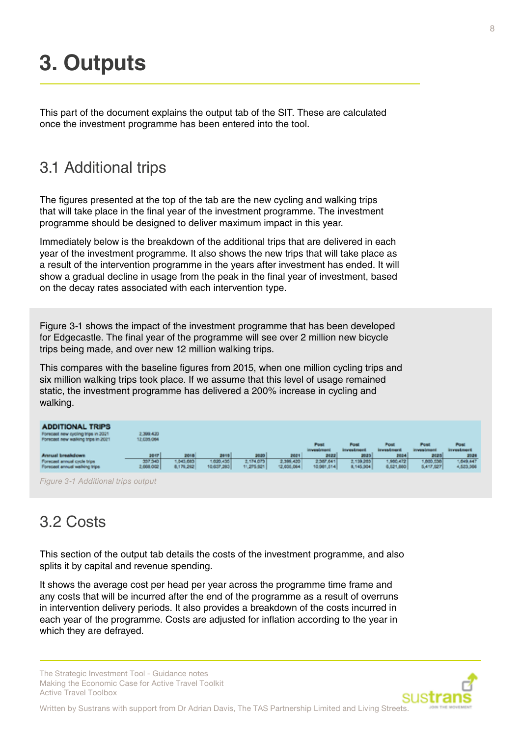# 3. Outputs

This part of the document explains the output tab of the SIT. These are calculated once the investment programme has been entered into the tool.

## 3.1 Additional trips

The figures presented at the top of the tab are the new cycling and walking trips that will take place in the final year of the investment programme. The investment programme should be designed to deliver maximum impact in this year.

Immediately below is the breakdown of the additional trips that are delivered in each year of the investment programme. It also shows the new trips that will take place as a result of the intervention programme in the years after investment has ended. It will show a gradual decline in usage from the peak in the final year of investment, based on the decay rates associated with each intervention type.

Figure 3-1 shows the impact of the investment programme that has been developed for Edgecastle. The final year of the programme will see over 2 million new bicycle trips being made, and over new 12 million walking trips.

This compares with the baseline figures from 2015, when one million cycling trips and six million walking trips took place. If we assume that this level of usage remained static, the investment programme has delivered a 200% increase in cycling and walking.

**ADDITIONAL TRIPS**

| | |
|---|---|
| Forecast new cycling trips in 2021 | 2,399,420 |
| Forecast new walking trips in 2021 | 12,035,064 |

| Annual breakdown | 2017 | 2018 | 2019 | 2020 | 2021 | Post investment 2022 | Post investment 2023 | Post investment 2024 | Post investment 2025 | Post investment 2026 |
|---|---|---|---|---|---|---|---|---|---|---|
| Forecast annual cycle trips | 337,340 | 1,043,683 | 1,620,430 | 2,174,073 | 2,399,420 | 2,387,641 | 2,159,283 | 1,960,472 | 1,800,336 | 1,649,447 |
| Forecast annual walking trips | 2,688,002 | 8,179,262 | 10,637,260 | 11,275,921 | 12,035,064 | 10,981,514 | 8,145,304 | 6,521,880 | 5,417,027 | 4,523,368 |

*Figure 3-1 Additional trips output*

## 3.2 Costs

This section of the output tab details the costs of the investment programme, and also splits it by capital and revenue spending.

It shows the average cost per head per year across the programme time frame and any costs that will be incurred after the end of the programme as a result of overruns in intervention delivery periods. It also provides a breakdown of the costs incurred in each year of the programme. Costs are adjusted for inflation according to the year in which they are defrayed.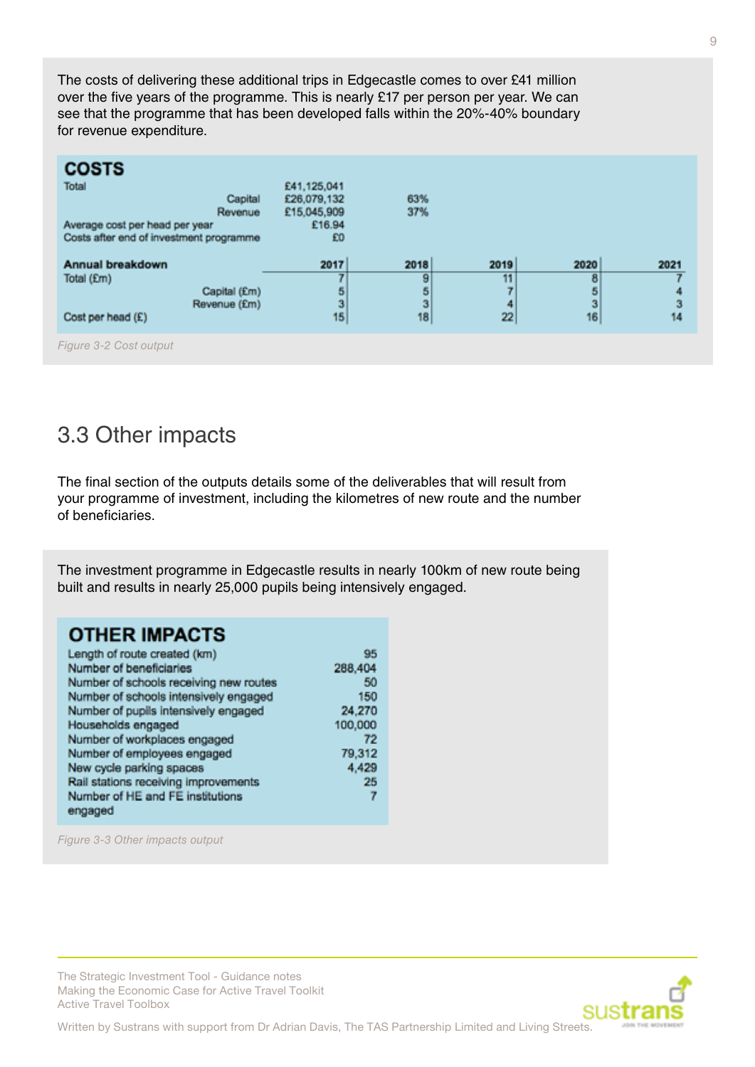The costs of delivering these additional trips in Edgecastle comes to over £41 million over the five years of the programme. This is nearly £17 per person per year. We can see that the programme that has been developed falls within the 20%-40% boundary for revenue expenditure.

**COSTS**

| | | |
|---|---|---|
| Total | £41,125,041 | |
| Capital | £26,079,132 | 63% |
| Revenue | £15,045,909 | 37% |
| Average cost per head per year | £16.94 | |
| Costs after end of investment programme | £0 | |

| Annual breakdown | 2017 | 2018 | 2019 | 2020 | 2021 |
|---|---|---|---|---|---|
| Total (£m) | 7 | 9 | 11 | 8 | 7 |
| Capital (£m) | 5 | 5 | 7 | 5 | 4 |
| Revenue (£m) | 3 | 3 | 4 | 3 | 3 |
| Cost per head (£) | 15 | 18 | 22 | 16 | 14 |

*Figure 3-2 Cost output*

## 3.3 Other impacts

The final section of the outputs details some of the deliverables that will result from your programme of investment, including the kilometres of new route and the number of beneficiaries.

The investment programme in Edgecastle results in nearly 100km of new route being built and results in nearly 25,000 pupils being intensively engaged.

**OTHER IMPACTS**

| | |
|---|---|
| Length of route created (km) | 95 |
| Number of beneficiaries | 288,404 |
| Number of schools receiving new routes | 50 |
| Number of schools intensively engaged | 150 |
| Number of pupils intensively engaged | 24,270 |
| Households engaged | 100,000 |
| Number of workplaces engaged | 72 |
| Number of employees engaged | 79,312 |
| New cycle parking spaces | 4,429 |
| Rail stations receiving improvements | 25 |
| Number of HE and FE institutions engaged | 7 |

*Figure 3-3 Other impacts output*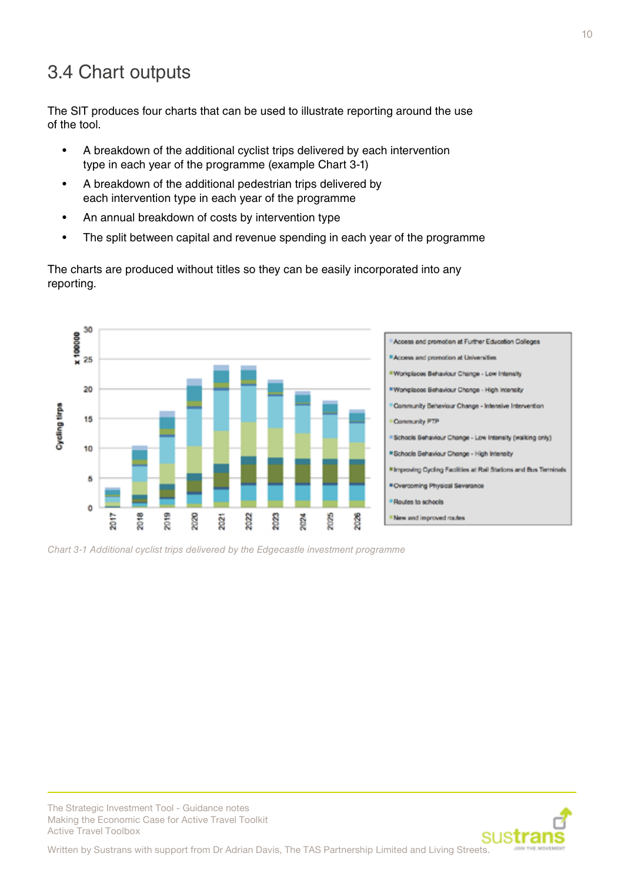## 3.4 Chart outputs

The SIT produces four charts that can be used to illustrate reporting around the use of the tool.

- A breakdown of the additional cyclist trips delivered by each intervention type in each year of the programme (example Chart 3-1)
- A breakdown of the additional pedestrian trips delivered by each intervention type in each year of the programme
- An annual breakdown of costs by intervention type
- The split between capital and revenue spending in each year of the programme

The charts are produced without titles so they can be easily incorporated into any reporting.

*Chart 3-1 Additional cyclist trips delivered by the Edgecastle investment programme*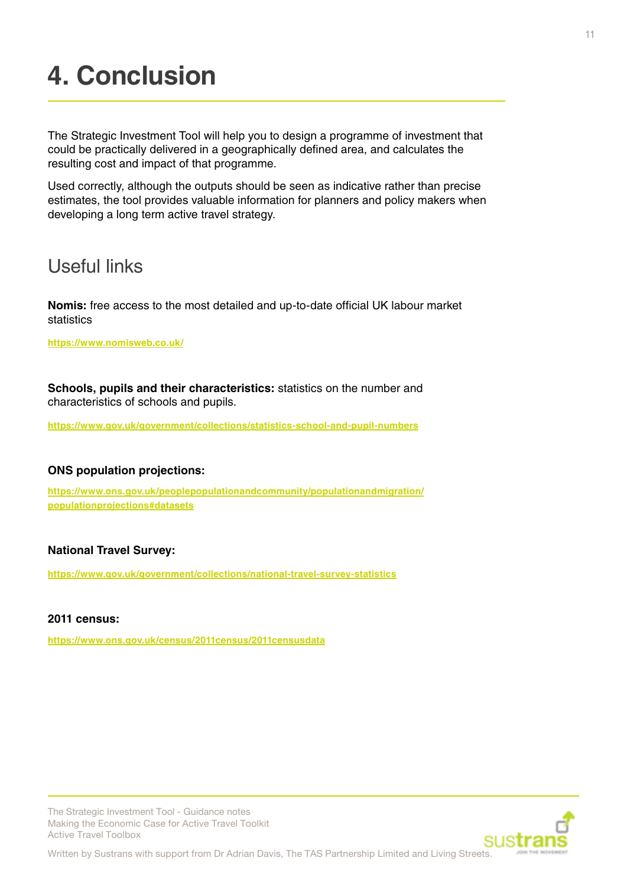# 4. Conclusion

The Strategic Investment Tool will help you to design a programme of investment that could be practically delivered in a geographically defined area, and calculates the resulting cost and impact of that programme.

Used correctly, although the outputs should be seen as indicative rather than precise estimates, the tool provides valuable information for planners and policy makers when developing a long term active travel strategy.

## Useful links

**Nomis:** free access to the most detailed and up-to-date official UK labour market statistics

https://www.nomisweb.co.uk/

**Schools, pupils and their characteristics:** statistics on the number and characteristics of schools and pupils.

https://www.gov.uk/government/collections/statistics-school-and-pupil-numbers

**ONS population projections:**

https://www.ons.gov.uk/peoplepopulationandcommunity/populationandmigration/populationprojections#datasets

**National Travel Survey:**

https://www.gov.uk/government/collections/national-travel-survey-statistics

**2011 census:**

https://www.ons.gov.uk/census/2011census/2011censusdata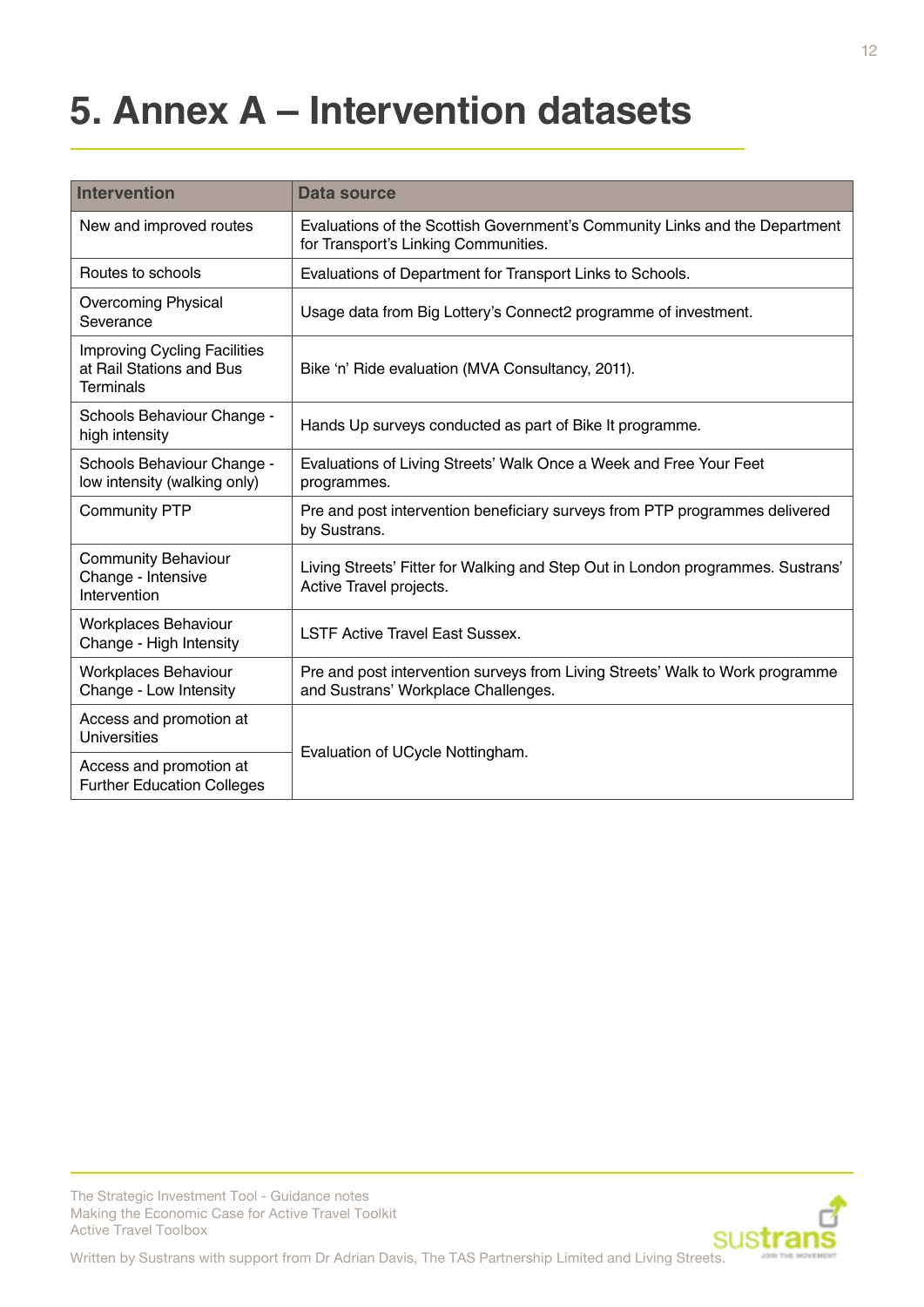# 5. Annex A – Intervention datasets

| Intervention | Data source |
|---|---|
| New and improved routes | Evaluations of the Scottish Government's Community Links and the Department for Transport's Linking Communities. |
| Routes to schools | Evaluations of Department for Transport Links to Schools. |
| Overcoming Physical Severance | Usage data from Big Lottery's Connect2 programme of investment. |
| Improving Cycling Facilities at Rail Stations and Bus Terminals | Bike 'n' Ride evaluation (MVA Consultancy, 2011). |
| Schools Behaviour Change - high intensity | Hands Up surveys conducted as part of Bike It programme. |
| Schools Behaviour Change - low intensity (walking only) | Evaluations of Living Streets' Walk Once a Week and Free Your Feet programmes. |
| Community PTP | Pre and post intervention beneficiary surveys from PTP programmes delivered by Sustrans. |
| Community Behaviour Change - Intensive Intervention | Living Streets' Fitter for Walking and Step Out in London programmes. Sustrans' Active Travel projects. |
| Workplaces Behaviour Change - High Intensity | LSTF Active Travel East Sussex. |
| Workplaces Behaviour Change - Low Intensity | Pre and post intervention surveys from Living Streets' Walk to Work programme and Sustrans' Workplace Challenges. |
| Access and promotion at Universities | Evaluation of UCycle Nottingham. |
| Access and promotion at Further Education Colleges | |